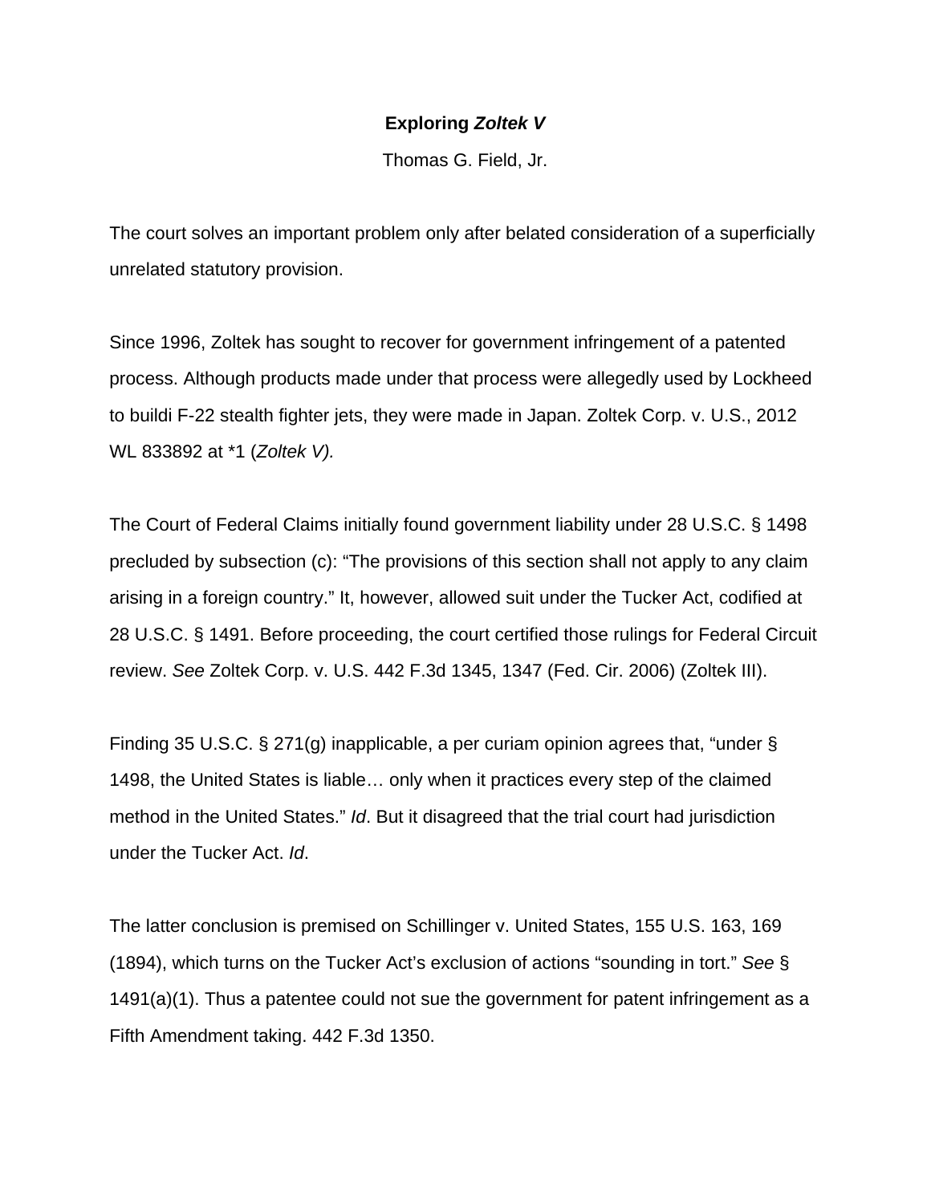# Exploring *Zoltek V*

Thomas G. Field, Jr.

The court solves an important problem only after belated consideration of a superficially unrelated statutory provision.

Since 1996, Zoltek has sought to recover for government infringement of a patented process. Although products made under that process were allegedly used by Lockheed to buildi F-22 stealth fighter jets, they were made in Japan. Zoltek Corp. v. U.S., 2012 WL 833892 at *1 (*Zoltek V).*

The Court of Federal Claims initially found government liability under 28 U.S.C. § 1498 precluded by subsection (c): "The provisions of this section shall not apply to any claim arising in a foreign country." It, however, allowed suit under the Tucker Act, codified at 28 U.S.C. § 1491. Before proceeding, the court certified those rulings for Federal Circuit review. *See* Zoltek Corp. v. U.S. 442 F.3d 1345, 1347 (Fed. Cir. 2006) (Zoltek III).

Finding 35 U.S.C. § 271(g) inapplicable, a per curiam opinion agrees that, "under § 1498, the United States is liable… only when it practices every step of the claimed method in the United States." *Id*. But it disagreed that the trial court had jurisdiction under the Tucker Act. *Id*.

The latter conclusion is premised on Schillinger v. United States, 155 U.S. 163, 169 (1894), which turns on the Tucker Act's exclusion of actions "sounding in tort." *See* § 1491(a)(1). Thus a patentee could not sue the government for patent infringement as a Fifth Amendment taking. 442 F.3d 1350.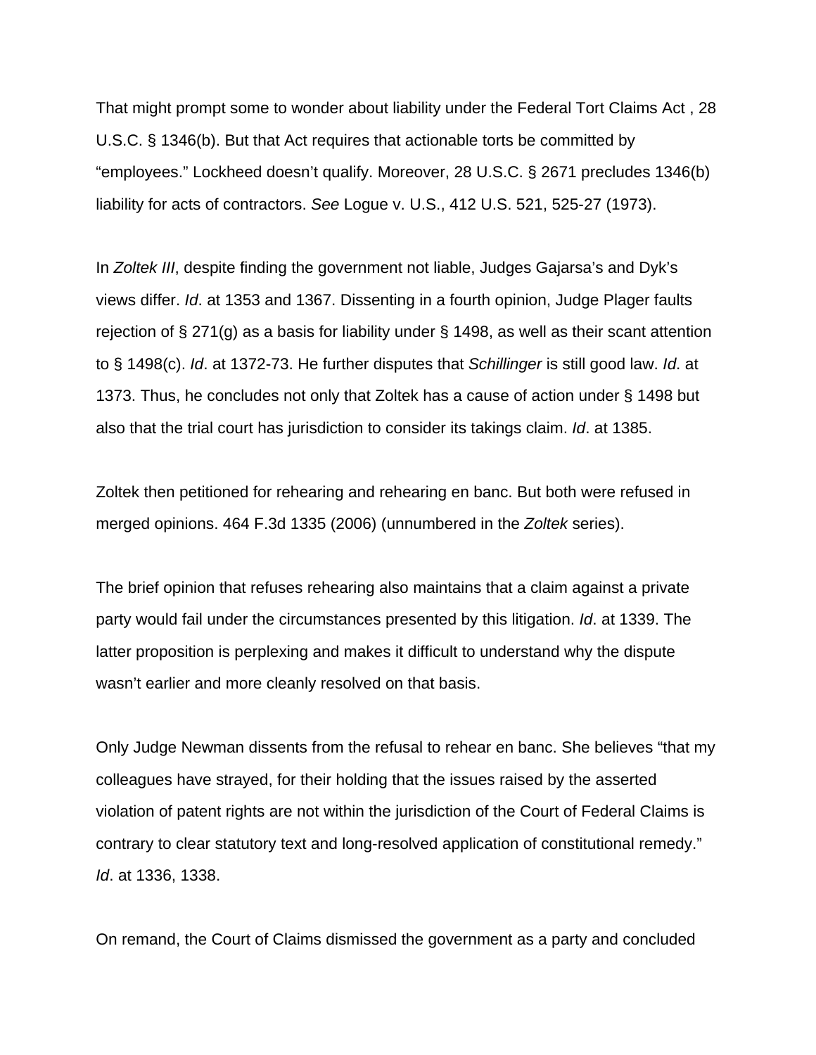That might prompt some to wonder about liability under the Federal Tort Claims Act , 28 U.S.C. § 1346(b). But that Act requires that actionable torts be committed by "employees." Lockheed doesn't qualify. Moreover, 28 U.S.C. § 2671 precludes 1346(b) liability for acts of contractors. *See* Logue v. U.S., 412 U.S. 521, 525-27 (1973).

In *Zoltek III*, despite finding the government not liable, Judges Gajarsa's and Dyk's views differ. *Id*. at 1353 and 1367. Dissenting in a fourth opinion, Judge Plager faults rejection of § 271(g) as a basis for liability under § 1498, as well as their scant attention to § 1498(c). *Id*. at 1372-73. He further disputes that *Schillinger* is still good law. *Id*. at 1373. Thus, he concludes not only that Zoltek has a cause of action under § 1498 but also that the trial court has jurisdiction to consider its takings claim. *Id*. at 1385.

Zoltek then petitioned for rehearing and rehearing en banc. But both were refused in merged opinions. 464 F.3d 1335 (2006) (unnumbered in the *Zoltek* series).

The brief opinion that refuses rehearing also maintains that a claim against a private party would fail under the circumstances presented by this litigation. *Id*. at 1339. The latter proposition is perplexing and makes it difficult to understand why the dispute wasn't earlier and more cleanly resolved on that basis.

Only Judge Newman dissents from the refusal to rehear en banc. She believes "that my colleagues have strayed, for their holding that the issues raised by the asserted violation of patent rights are not within the jurisdiction of the Court of Federal Claims is contrary to clear statutory text and long-resolved application of constitutional remedy." *Id*. at 1336, 1338.

On remand, the Court of Claims dismissed the government as a party and concluded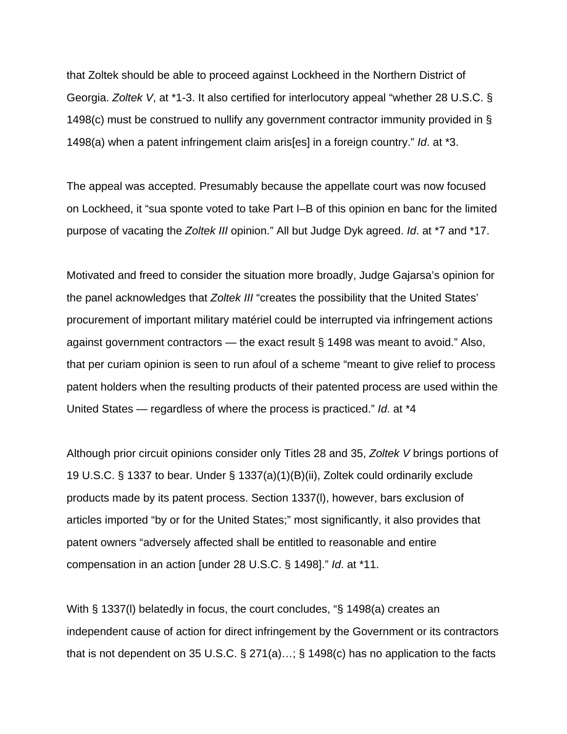that Zoltek should be able to proceed against Lockheed in the Northern District of Georgia. *Zoltek V*, at *1-3. It also certified for interlocutory appeal "whether 28 U.S.C. § 1498(c) must be construed to nullify any government contractor immunity provided in § 1498(a) when a patent infringement claim aris[es] in a foreign country." *Id*. at *3.

The appeal was accepted. Presumably because the appellate court was now focused on Lockheed, it "sua sponte voted to take Part I–B of this opinion en banc for the limited purpose of vacating the *Zoltek III* opinion." All but Judge Dyk agreed. *Id*. at *7 and *17.

Motivated and freed to consider the situation more broadly, Judge Gajarsa's opinion for the panel acknowledges that *Zoltek III* "creates the possibility that the United States' procurement of important military matériel could be interrupted via infringement actions against government contractors — the exact result § 1498 was meant to avoid." Also, that per curiam opinion is seen to run afoul of a scheme "meant to give relief to process patent holders when the resulting products of their patented process are used within the United States — regardless of where the process is practiced." *Id*. at *4

Although prior circuit opinions consider only Titles 28 and 35, *Zoltek V* brings portions of 19 U.S.C. § 1337 to bear. Under § 1337(a)(1)(B)(ii), Zoltek could ordinarily exclude products made by its patent process. Section 1337(l), however, bars exclusion of articles imported "by or for the United States;" most significantly, it also provides that patent owners "adversely affected shall be entitled to reasonable and entire compensation in an action [under 28 U.S.C. § 1498]." *Id*. at *11.

With § 1337(l) belatedly in focus, the court concludes, "§ 1498(a) creates an independent cause of action for direct infringement by the Government or its contractors that is not dependent on 35 U.S.C. § 271(a)…; § 1498(c) has no application to the facts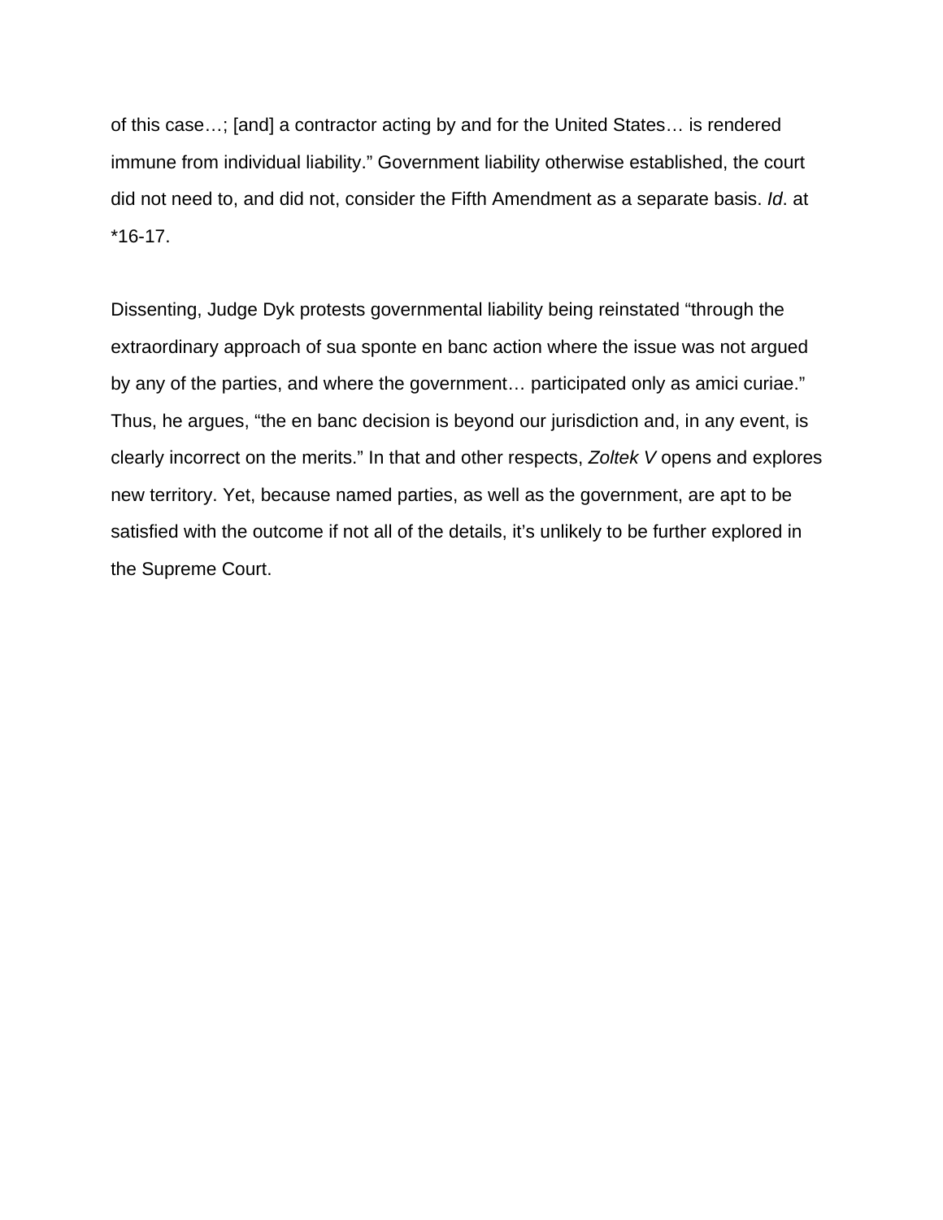of this case…; [and] a contractor acting by and for the United States… is rendered immune from individual liability." Government liability otherwise established, the court did not need to, and did not, consider the Fifth Amendment as a separate basis. *Id*. at *16-17.

Dissenting, Judge Dyk protests governmental liability being reinstated "through the extraordinary approach of sua sponte en banc action where the issue was not argued by any of the parties, and where the government… participated only as amici curiae." Thus, he argues, "the en banc decision is beyond our jurisdiction and, in any event, is clearly incorrect on the merits." In that and other respects, *Zoltek V* opens and explores new territory. Yet, because named parties, as well as the government, are apt to be satisfied with the outcome if not all of the details, it's unlikely to be further explored in the Supreme Court.